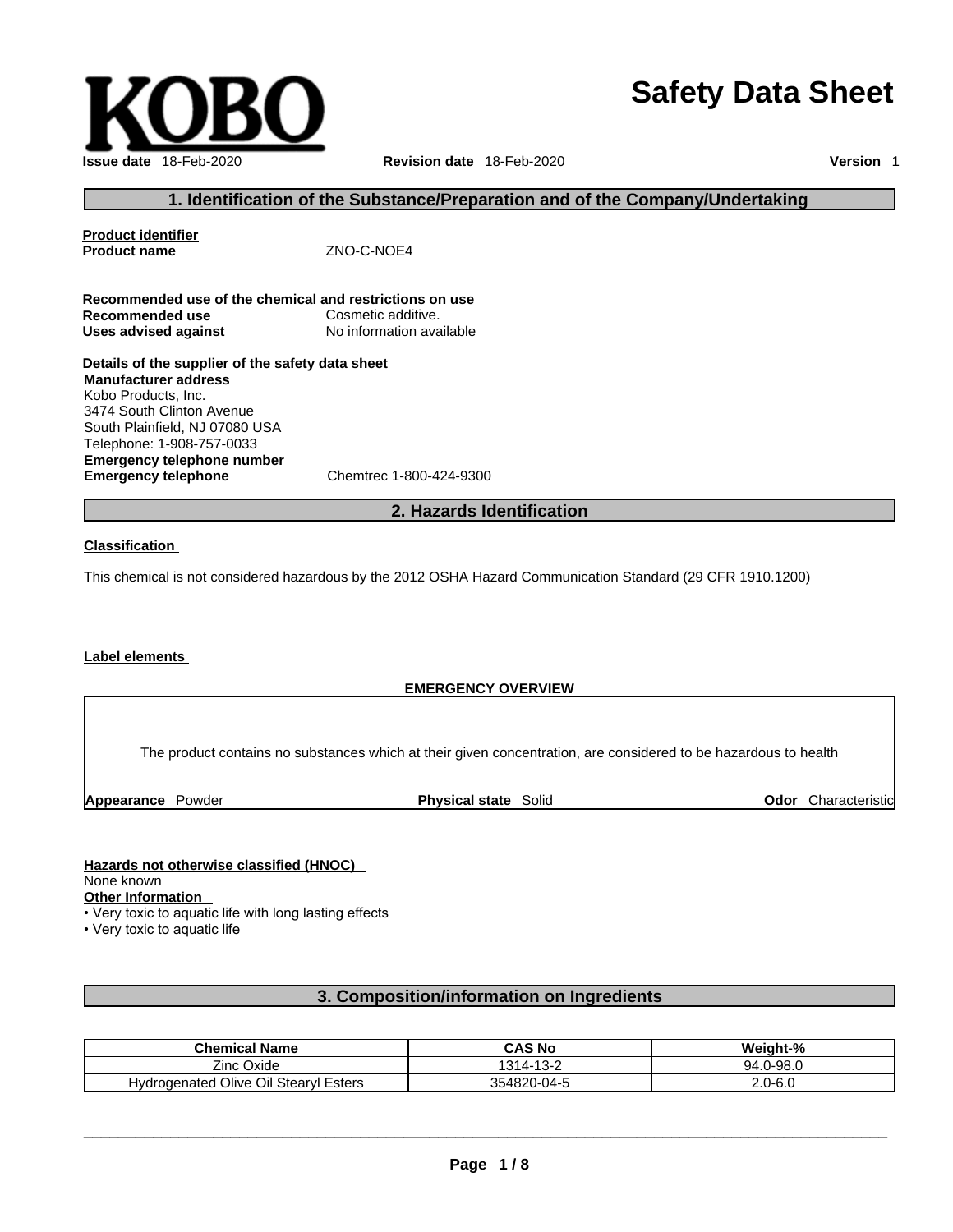KOBO

# Safety Data Sheet

**Issue date** 18-Feb-2020 **Revision date** 18-Feb-2020 **Version** 1

## 1. Identification of the Substance/Preparation and of the Company/Undertaking

**Product identifier**

**Product name** ZNO-C-NOE4

**Recommended use of the chemical and restrictions on use**

**Recommended use** Cosmetic additive.

**Uses advised against** No information available

**Details of the supplier of the safety data sheet**

**Manufacturer address**

Kobo Products, Inc.
3474 South Clinton Avenue
South Plainfield, NJ 07080 USA
Telephone: 1-908-757-0033

**Emergency telephone number**

**Emergency telephone** Chemtrec 1-800-424-9300

## 2. Hazards Identification

**Classification**

This chemical is not considered hazardous by the 2012 OSHA Hazard Communication Standard (29 CFR 1910.1200)

**Label elements**

**EMERGENCY OVERVIEW**

The product contains no substances which at their given concentration, are considered to be hazardous to health

**Appearance** Powder **Physical state** Solid **Odor** Characteristic

**Hazards not otherwise classified (HNOC)**

None known

**Other Information**

- Very toxic to aquatic life with long lasting effects
- Very toxic to aquatic life

## 3. Composition/information on Ingredients

| Chemical Name | CAS No | Weight-% |
|---|---|---|
| Zinc Oxide | 1314-13-2 | 94.0-98.0 |
| Hydrogenated Olive Oil Stearyl Esters | 354820-04-5 | 2.0-6.0 |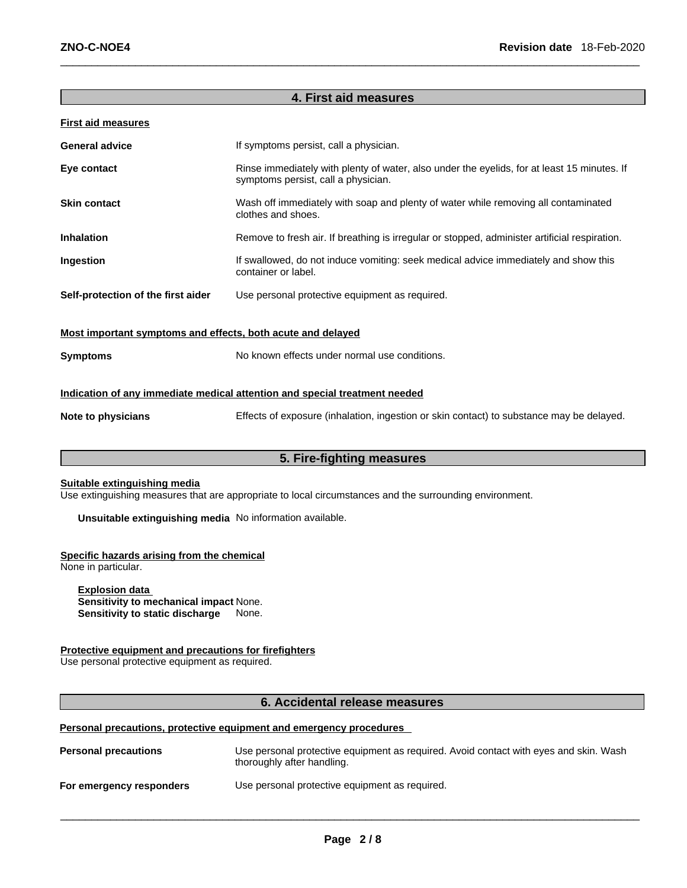## 4. First aid measures

**First aid measures**

| | |
|---|---|
| **General advice** | If symptoms persist, call a physician. |
| **Eye contact** | Rinse immediately with plenty of water, also under the eyelids, for at least 15 minutes. If symptoms persist, call a physician. |
| **Skin contact** | Wash off immediately with soap and plenty of water while removing all contaminated clothes and shoes. |
| **Inhalation** | Remove to fresh air. If breathing is irregular or stopped, administer artificial respiration. |
| **Ingestion** | If swallowed, do not induce vomiting: seek medical advice immediately and show this container or label. |
| **Self-protection of the first aider** | Use personal protective equipment as required. |

**Most important symptoms and effects, both acute and delayed**

| | |
|---|---|
| **Symptoms** | No known effects under normal use conditions. |

**Indication of any immediate medical attention and special treatment needed**

| | |
|---|---|
| **Note to physicians** | Effects of exposure (inhalation, ingestion or skin contact) to substance may be delayed. |

## 5. Fire-fighting measures

**Suitable extinguishing media**

Use extinguishing measures that are appropriate to local circumstances and the surrounding environment.

**Unsuitable extinguishing media** No information available.

**Specific hazards arising from the chemical**

None in particular.

**Explosion data**

**Sensitivity to mechanical impact** None.

**Sensitivity to static discharge** None.

**Protective equipment and precautions for firefighters**

Use personal protective equipment as required.

## 6. Accidental release measures

**Personal precautions, protective equipment and emergency procedures**

| | |
|---|---|
| **Personal precautions** | Use personal protective equipment as required. Avoid contact with eyes and skin. Wash thoroughly after handling. |
| **For emergency responders** | Use personal protective equipment as required. |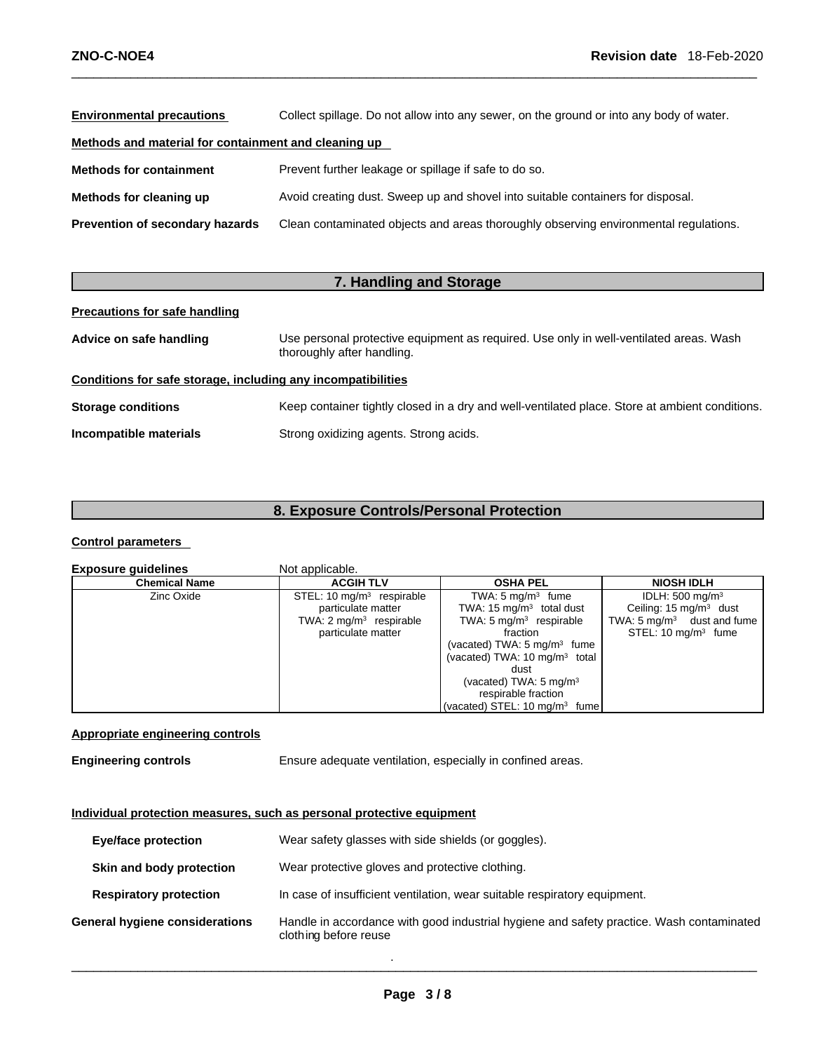**Environmental precautions** Collect spillage. Do not allow into any sewer, on the ground or into any body of water.

**Methods and material for containment and cleaning up**

**Methods for containment** Prevent further leakage or spillage if safe to do so.

**Methods for cleaning up** Avoid creating dust. Sweep up and shovel into suitable containers for disposal.

**Prevention of secondary hazards** Clean contaminated objects and areas thoroughly observing environmental regulations.

## 7. Handling and Storage

**Precautions for safe handling**

**Advice on safe handling** Use personal protective equipment as required. Use only in well-ventilated areas. Wash thoroughly after handling.

**Conditions for safe storage, including any incompatibilities**

**Storage conditions** Keep container tightly closed in a dry and well-ventilated place. Store at ambient conditions.

**Incompatible materials** Strong oxidizing agents. Strong acids.

## 8. Exposure Controls/Personal Protection

**Control parameters**

**Exposure guidelines** Not applicable.

| Chemical Name | ACGIH TLV | OSHA PEL | NIOSH IDLH |
|---|---|---|---|
| Zinc Oxide | STEL: 10 mg/m$^3$ respirable particulate matter<br>TWA: 2 mg/m$^3$ respirable particulate matter | TWA: 5 mg/m$^3$ fume<br>TWA: 15 mg/m$^3$ total dust<br>TWA: 5 mg/m$^3$ respirable fraction<br>(vacated) TWA: 5 mg/m$^3$ fume<br>(vacated) TWA: 10 mg/m$^3$ total dust<br>(vacated) TWA: 5 mg/m$^3$ respirable fraction<br>(vacated) STEL: 10 mg/m$^3$ fume | IDLH: 500 mg/m$^3$<br>Ceiling: 15 mg/m$^3$ dust<br>TWA: 5 mg/m$^3$ dust and fume<br>STEL: 10 mg/m$^3$ fume |

**Appropriate engineering controls**

**Engineering controls** Ensure adequate ventilation, especially in confined areas.

**Individual protection measures, such as personal protective equipment**

**Eye/face protection** Wear safety glasses with side shields (or goggles).

**Skin and body protection** Wear protective gloves and protective clothing.

**Respiratory protection** In case of insufficient ventilation, wear suitable respiratory equipment.

**General hygiene considerations** Handle in accordance with good industrial hygiene and safety practice. Wash contaminated clothing before reuse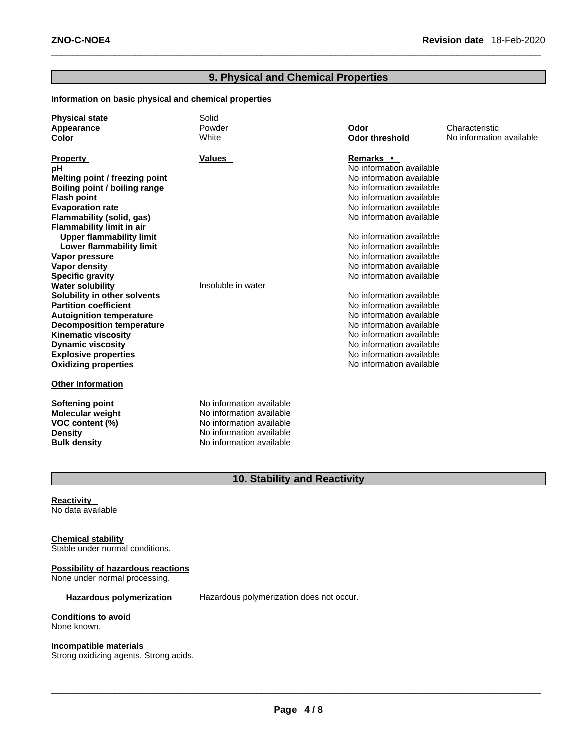## 9. Physical and Chemical Properties

**Information on basic physical and chemical properties**

| | | | |
|---|---|---|---|
| **Physical state** | Solid | | |
| **Appearance** | Powder | **Odor** | Characteristic |
| **Color** | White | **Odor threshold** | No information available |

| **Property** | **Values** | **Remarks •** |
|---|---|---|
| **pH** | | No information available |
| **Melting point / freezing point** | | No information available |
| **Boiling point / boiling range** | | No information available |
| **Flash point** | | No information available |
| **Evaporation rate** | | No information available |
| **Flammability (solid, gas)** | | No information available |
| **Flammability limit in air** | | |
| **Upper flammability limit** | | No information available |
| **Lower flammability limit** | | No information available |
| **Vapor pressure** | | No information available |
| **Vapor density** | | No information available |
| **Specific gravity** | | No information available |
| **Water solubility** | Insoluble in water | |
| **Solubility in other solvents** | | No information available |
| **Partition coefficient** | | No information available |
| **Autoignition temperature** | | No information available |
| **Decomposition temperature** | | No information available |
| **Kinematic viscosity** | | No information available |
| **Dynamic viscosity** | | No information available |
| **Explosive properties** | | No information available |
| **Oxidizing properties** | | No information available |

**Other Information**

| | |
|---|---|
| **Softening point** | No information available |
| **Molecular weight** | No information available |
| **VOC content (%)** | No information available |
| **Density** | No information available |
| **Bulk density** | No information available |

## 10. Stability and Reactivity

**Reactivity**
No data available

**Chemical stability**
Stable under normal conditions.

**Possibility of hazardous reactions**
None under normal processing.

**Hazardous polymerization** Hazardous polymerization does not occur.

**Conditions to avoid**
None known.

**Incompatible materials**
Strong oxidizing agents. Strong acids.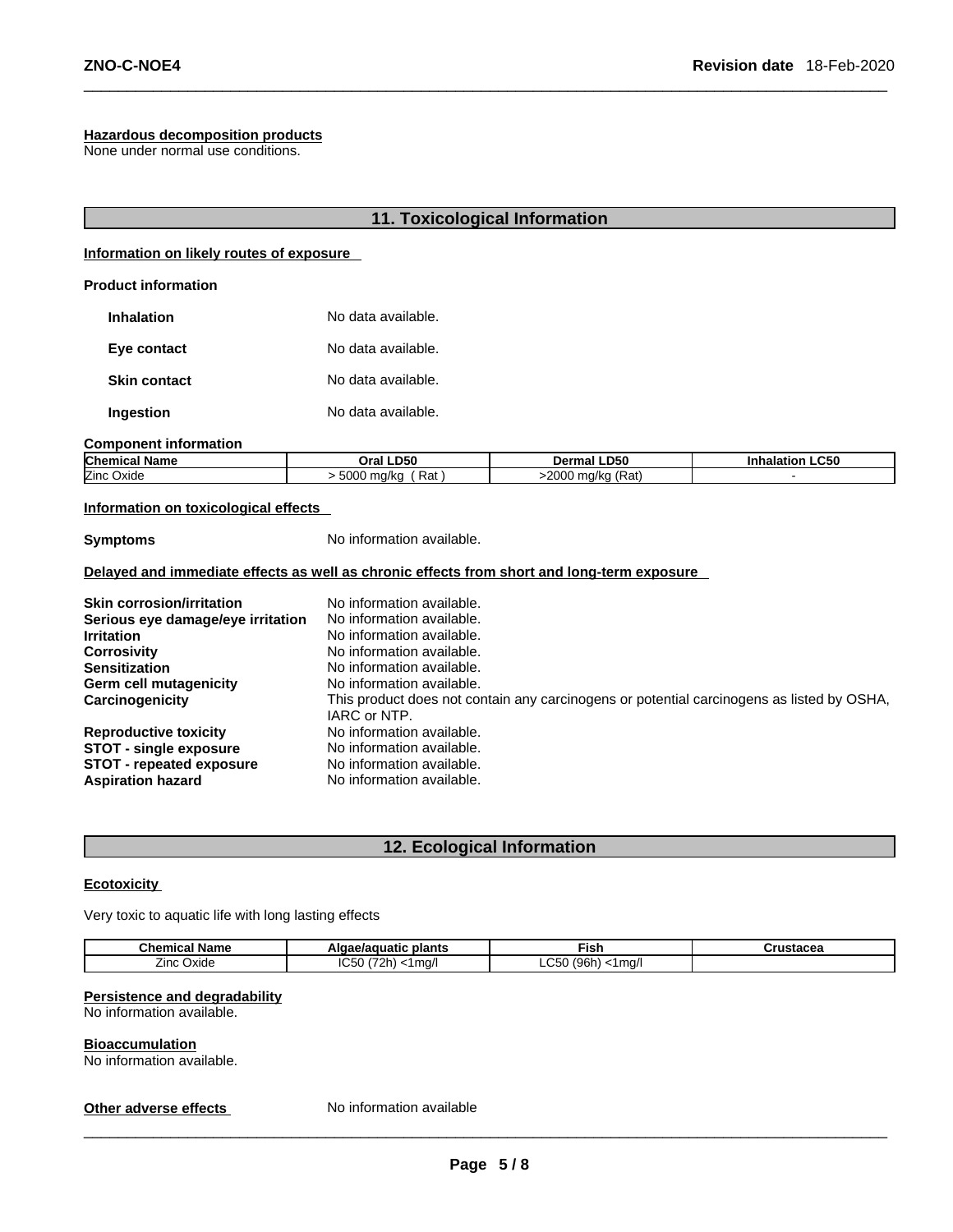#### Hazardous decomposition products

None under normal use conditions.

## 11. Toxicological Information

#### Information on likely routes of exposure

**Product information**

| | |
|---|---|
| **Inhalation** | No data available. |
| **Eye contact** | No data available. |
| **Skin contact** | No data available. |
| **Ingestion** | No data available. |

**Component information**

| Chemical Name | Oral LD50 | Dermal LD50 | Inhalation LC50 |
|---|---|---|---|
| Zinc Oxide | > 5000 mg/kg ( Rat ) | >2000 mg/kg (Rat) | - |

#### Information on toxicological effects

**Symptoms** No information available.

#### Delayed and immediate effects as well as chronic effects from short and long-term exposure

| | |
|---|---|
| **Skin corrosion/irritation** | No information available. |
| **Serious eye damage/eye irritation** | No information available. |
| **Irritation** | No information available. |
| **Corrosivity** | No information available. |
| **Sensitization** | No information available. |
| **Germ cell mutagenicity** | No information available. |
| **Carcinogenicity** | This product does not contain any carcinogens or potential carcinogens as listed by OSHA, IARC or NTP. |
| **Reproductive toxicity** | No information available. |
| **STOT - single exposure** | No information available. |
| **STOT - repeated exposure** | No information available. |
| **Aspiration hazard** | No information available. |

## 12. Ecological Information

#### Ecotoxicity

Very toxic to aquatic life with long lasting effects

| Chemical Name | Algae/aquatic plants | Fish | Crustacea |
|---|---|---|---|
| Zinc Oxide | IC50 (72h) <1mg/l | LC50 (96h) <1mg/l | |

#### Persistence and degradability

No information available.

#### Bioaccumulation

No information available.

**Other adverse effects** No information available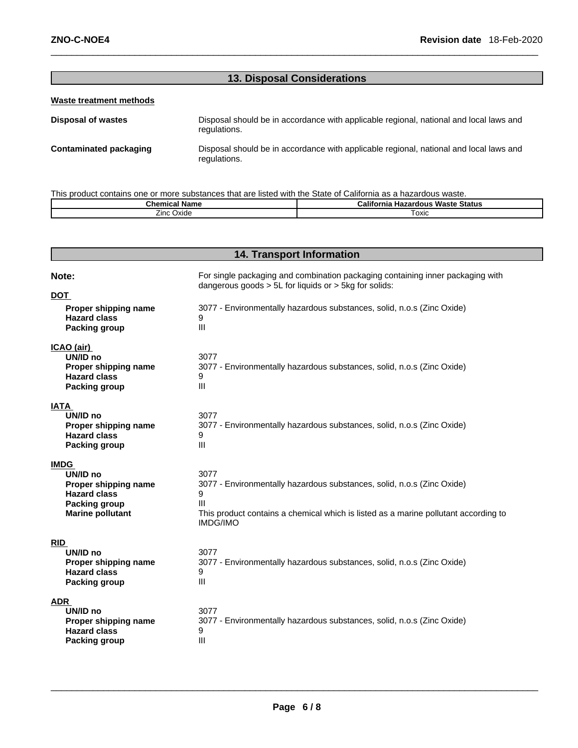## 13. Disposal Considerations

**Waste treatment methods**

**Disposal of wastes** Disposal should be in accordance with applicable regional, national and local laws and regulations.

**Contaminated packaging** Disposal should be in accordance with applicable regional, national and local laws and regulations.

This product contains one or more substances that are listed with the State of California as a hazardous waste.

| Chemical Name | California Hazardous Waste Status |
|---|---|
| Zinc Oxide | Toxic |

## 14. Transport Information

**Note:** For single packaging and combination packaging containing inner packaging with dangerous goods > 5L for liquids or > 5kg for solids:

**DOT**

**Proper shipping name** 3077 - Environmentally hazardous substances, solid, n.o.s (Zinc Oxide)
**Hazard class** 9
**Packing group** III

**ICAO (air)**

**UN/ID no** 3077
**Proper shipping name** 3077 - Environmentally hazardous substances, solid, n.o.s (Zinc Oxide)
**Hazard class** 9
**Packing group** III

**IATA**

**UN/ID no** 3077
**Proper shipping name** 3077 - Environmentally hazardous substances, solid, n.o.s (Zinc Oxide)
**Hazard class** 9
**Packing group** III

**IMDG**

**UN/ID no** 3077
**Proper shipping name** 3077 - Environmentally hazardous substances, solid, n.o.s (Zinc Oxide)
**Hazard class** 9
**Packing group** III
**Marine pollutant** This product contains a chemical which is listed as a marine pollutant according to IMDG/IMO

**RID**

**UN/ID no** 3077
**Proper shipping name** 3077 - Environmentally hazardous substances, solid, n.o.s (Zinc Oxide)
**Hazard class** 9
**Packing group** III

**ADR**

**UN/ID no** 3077
**Proper shipping name** 3077 - Environmentally hazardous substances, solid, n.o.s (Zinc Oxide)
**Hazard class** 9
**Packing group** III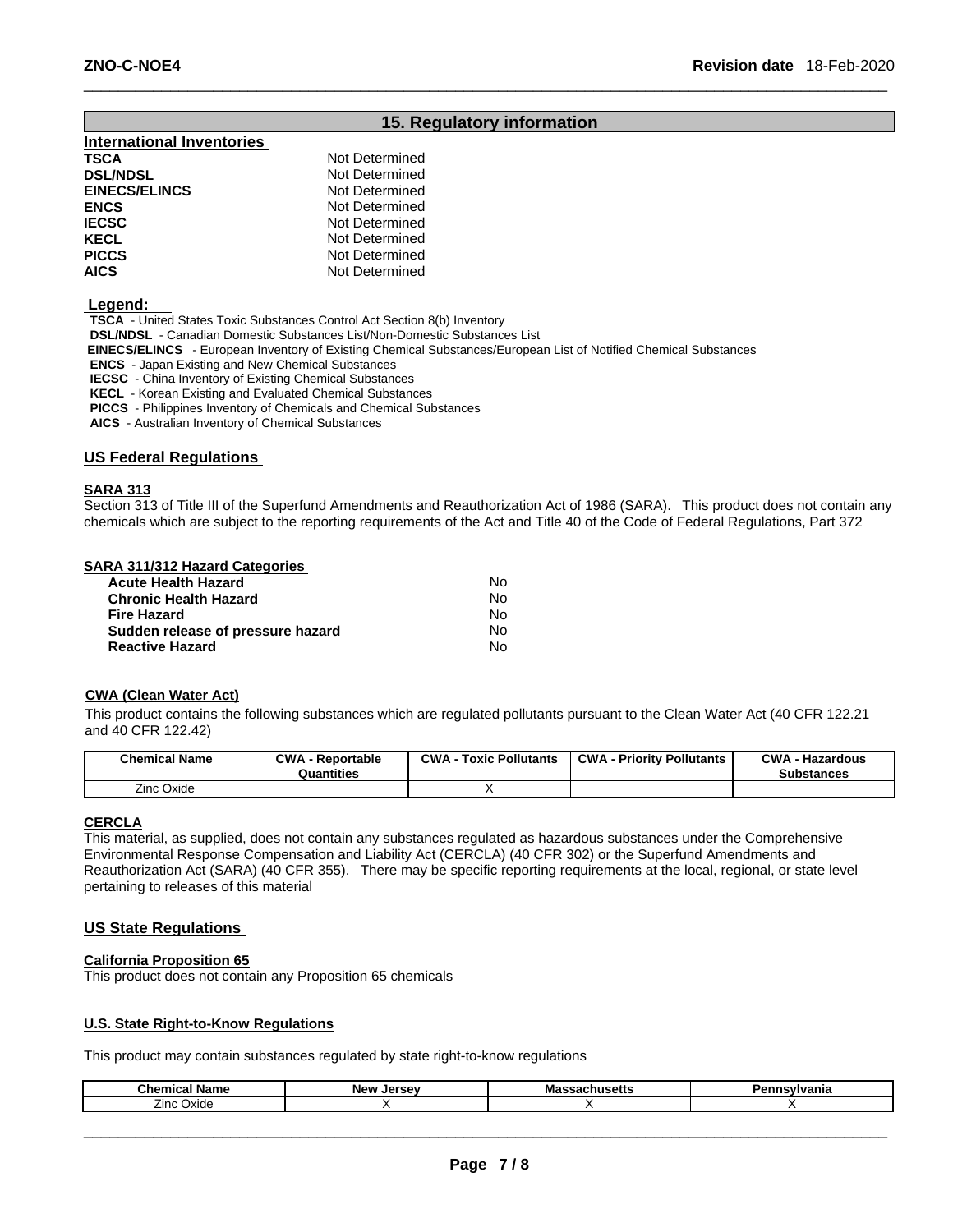## 15. Regulatory information

### International Inventories

| | |
|---|---|
| **TSCA** | Not Determined |
| **DSL/NDSL** | Not Determined |
| **EINECS/ELINCS** | Not Determined |
| **ENCS** | Not Determined |
| **IECSC** | Not Determined |
| **KECL** | Not Determined |
| **PICCS** | Not Determined |
| **AICS** | Not Determined |

**Legend:**

**TSCA** - United States Toxic Substances Control Act Section 8(b) Inventory
**DSL/NDSL** - Canadian Domestic Substances List/Non-Domestic Substances List
**EINECS/ELINCS** - European Inventory of Existing Chemical Substances/European List of Notified Chemical Substances
**ENCS** - Japan Existing and New Chemical Substances
**IECSC** - China Inventory of Existing Chemical Substances
**KECL** - Korean Existing and Evaluated Chemical Substances
**PICCS** - Philippines Inventory of Chemicals and Chemical Substances
**AICS** - Australian Inventory of Chemical Substances

### US Federal Regulations

**SARA 313**

Section 313 of Title III of the Superfund Amendments and Reauthorization Act of 1986 (SARA). This product does not contain any chemicals which are subject to the reporting requirements of the Act and Title 40 of the Code of Federal Regulations, Part 372

**SARA 311/312 Hazard Categories**

| | |
|---|---|
| **Acute Health Hazard** | No |
| **Chronic Health Hazard** | No |
| **Fire Hazard** | No |
| **Sudden release of pressure hazard** | No |
| **Reactive Hazard** | No |

**CWA (Clean Water Act)**

This product contains the following substances which are regulated pollutants pursuant to the Clean Water Act (40 CFR 122.21 and 40 CFR 122.42)

| Chemical Name | CWA - Reportable Quantities | CWA - Toxic Pollutants | CWA - Priority Pollutants | CWA - Hazardous Substances |
|---|---|---|---|---|
| Zinc Oxide | | X | | |

**CERCLA**

This material, as supplied, does not contain any substances regulated as hazardous substances under the Comprehensive Environmental Response Compensation and Liability Act (CERCLA) (40 CFR 302) or the Superfund Amendments and Reauthorization Act (SARA) (40 CFR 355). There may be specific reporting requirements at the local, regional, or state level pertaining to releases of this material

### US State Regulations

**California Proposition 65**

This product does not contain any Proposition 65 chemicals

**U.S. State Right-to-Know Regulations**

This product may contain substances regulated by state right-to-know regulations

| Chemical Name | New Jersey | Massachusetts | Pennsylvania |
|---|---|---|---|
| Zinc Oxide | X | X | X |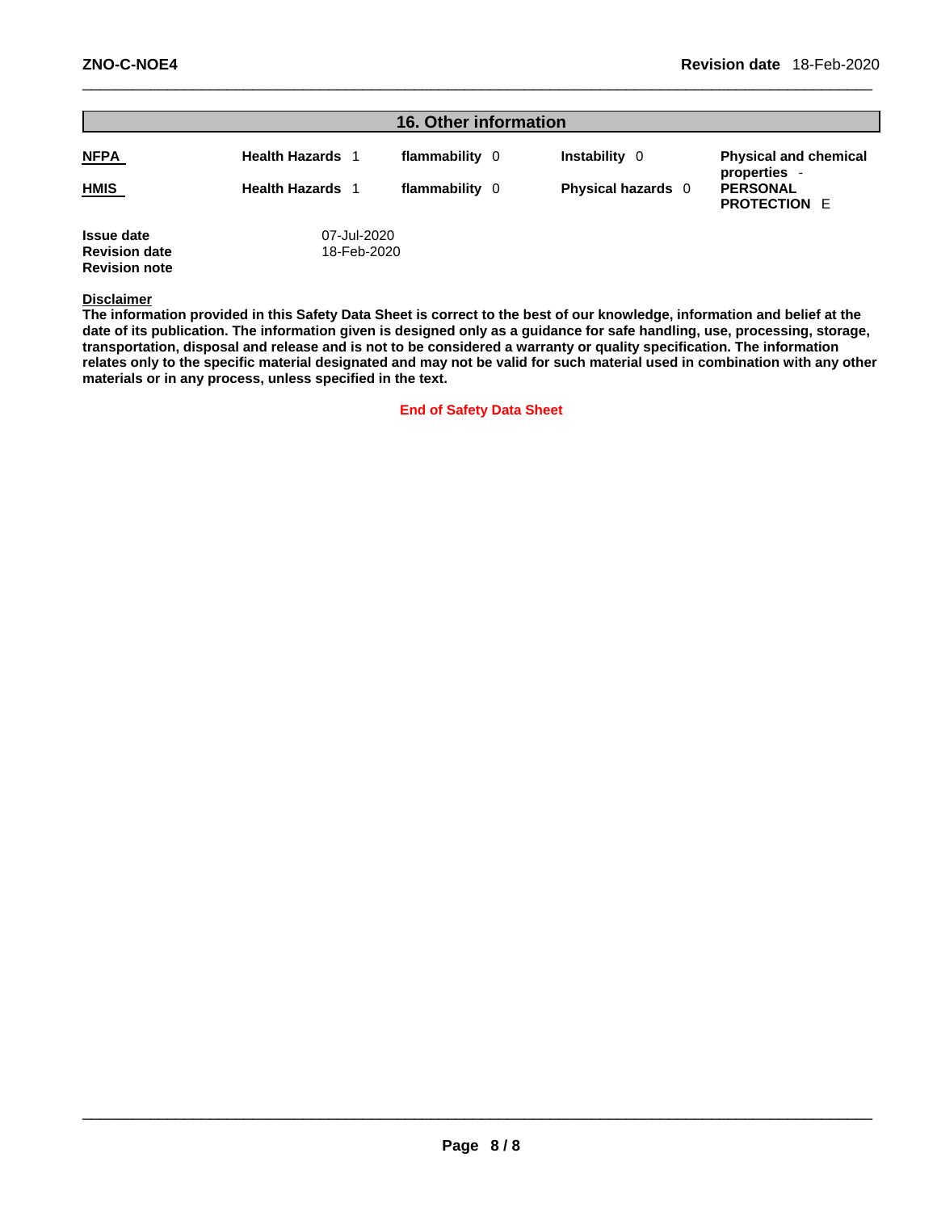## 16. Other information

| | | | | |
|---|---|---|---|---|
| **NFPA** | **Health Hazards** 1 | **flammability** 0 | **Instability** 0 | **Physical and chemical properties** - |
| **HMIS** | **Health Hazards** 1 | **flammability** 0 | **Physical hazards** 0 | **PERSONAL PROTECTION** E |

**Issue date** 07-Jul-2020
**Revision date** 18-Feb-2020
**Revision note**

**Disclaimer**

**The information provided in this Safety Data Sheet is correct to the best of our knowledge, information and belief at the date of its publication. The information given is designed only as a guidance for safe handling, use, processing, storage, transportation, disposal and release and is not to be considered a warranty or quality specification. The information relates only to the specific material designated and may not be valid for such material used in combination with any other materials or in any process, unless specified in the text.**

**End of Safety Data Sheet**